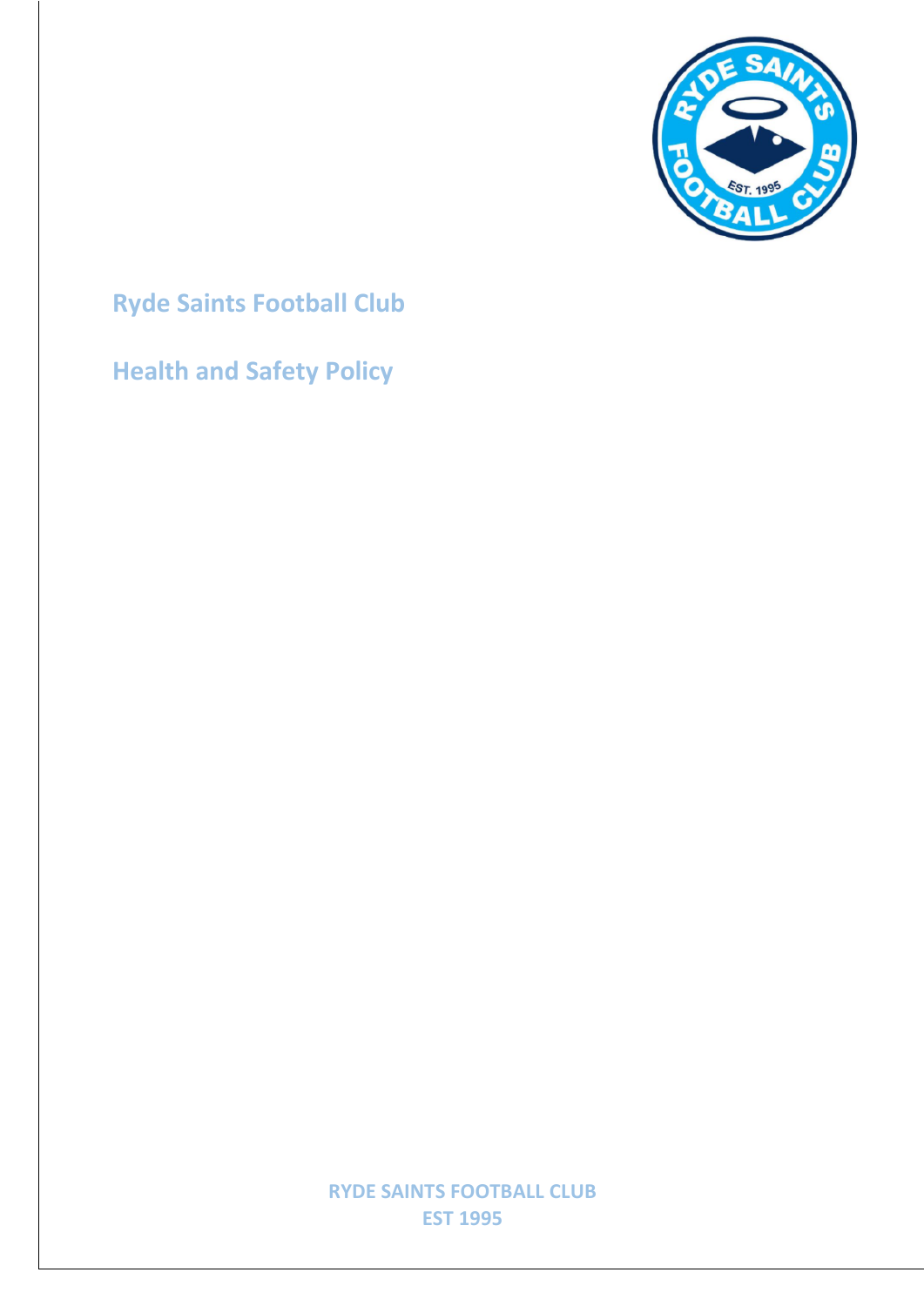# Ryde Saints Football Club

## Health and Safety Policy

RYDE SAINTS FOOTBALL CLUB
EST 1995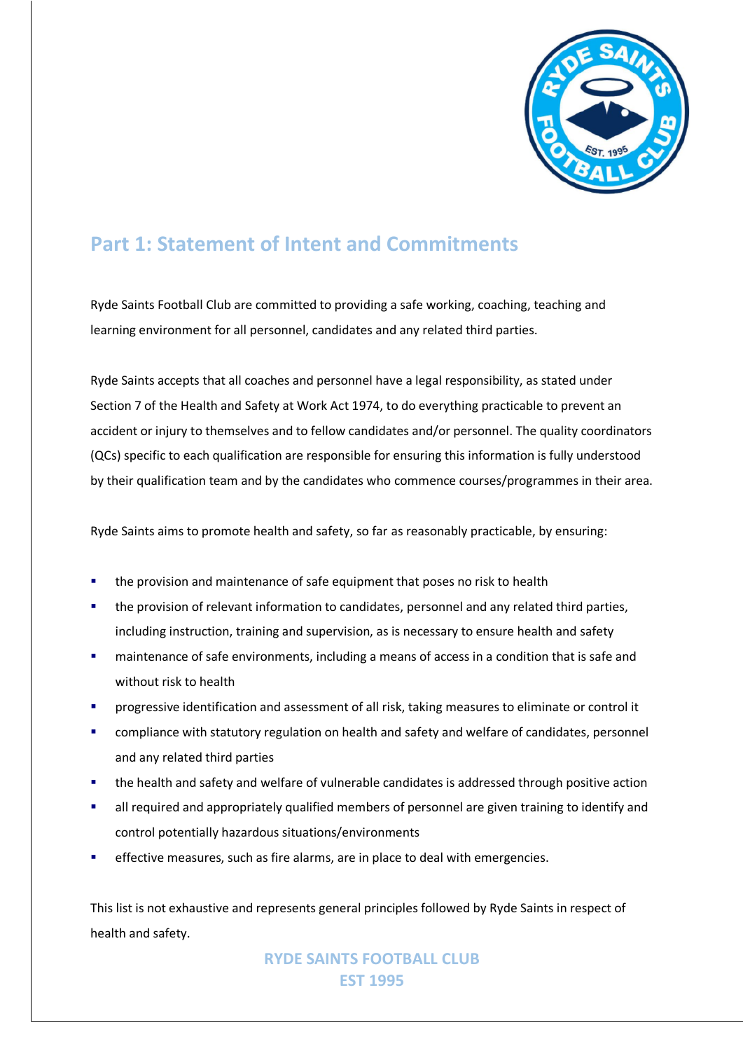## Part 1: Statement of Intent and Commitments

Ryde Saints Football Club are committed to providing a safe working, coaching, teaching and learning environment for all personnel, candidates and any related third parties.

Ryde Saints accepts that all coaches and personnel have a legal responsibility, as stated under Section 7 of the Health and Safety at Work Act 1974, to do everything practicable to prevent an accident or injury to themselves and to fellow candidates and/or personnel. The quality coordinators (QCs) specific to each qualification are responsible for ensuring this information is fully understood by their qualification team and by the candidates who commence courses/programmes in their area.

Ryde Saints aims to promote health and safety, so far as reasonably practicable, by ensuring:

- the provision and maintenance of safe equipment that poses no risk to health
- the provision of relevant information to candidates, personnel and any related third parties, including instruction, training and supervision, as is necessary to ensure health and safety
- maintenance of safe environments, including a means of access in a condition that is safe and without risk to health
- progressive identification and assessment of all risk, taking measures to eliminate or control it
- compliance with statutory regulation on health and safety and welfare of candidates, personnel and any related third parties
- the health and safety and welfare of vulnerable candidates is addressed through positive action
- all required and appropriately qualified members of personnel are given training to identify and control potentially hazardous situations/environments
- effective measures, such as fire alarms, are in place to deal with emergencies.

This list is not exhaustive and represents general principles followed by Ryde Saints in respect of health and safety.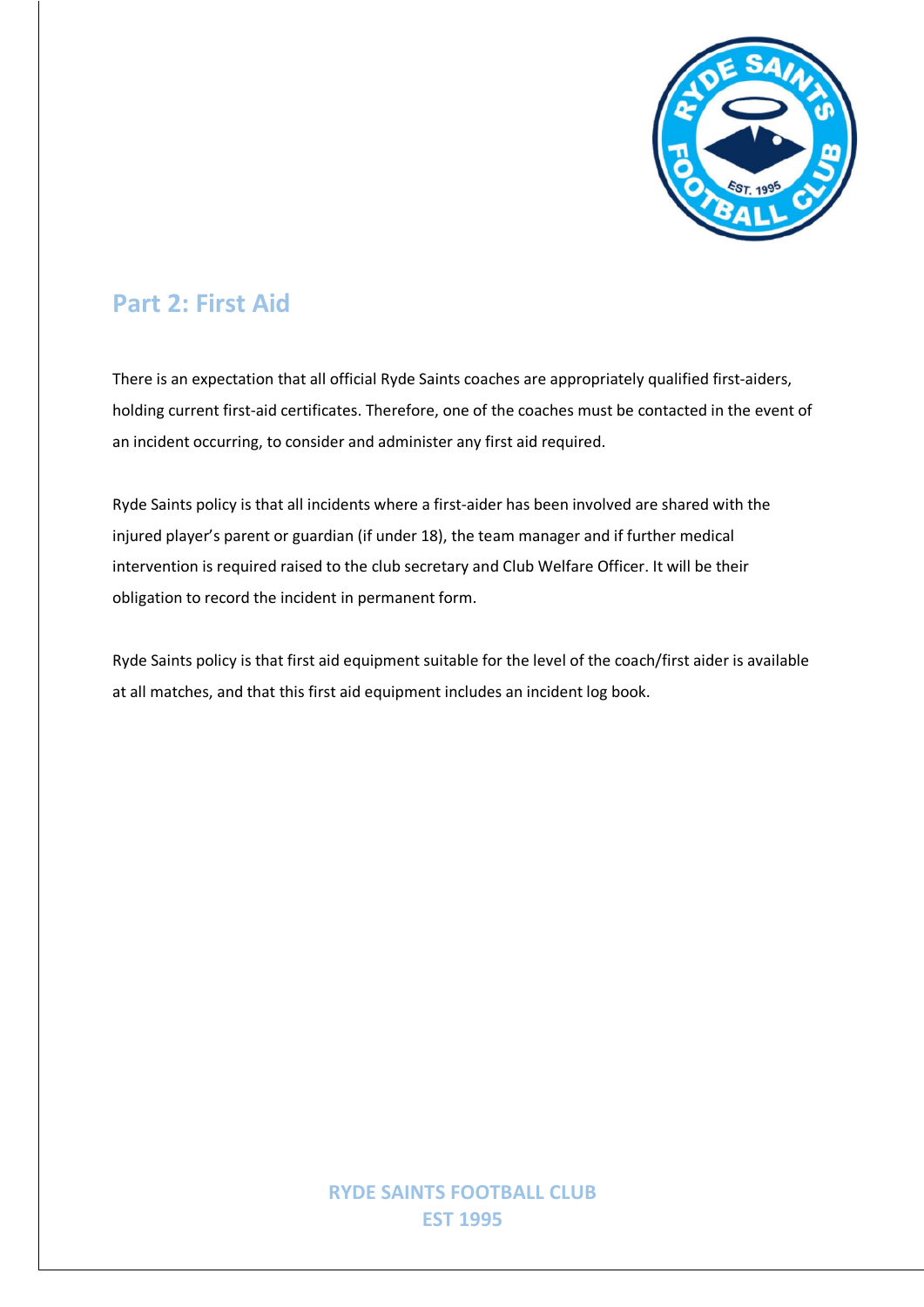## Part 2: First Aid

There is an expectation that all official Ryde Saints coaches are appropriately qualified first-aiders, holding current first-aid certificates. Therefore, one of the coaches must be contacted in the event of an incident occurring, to consider and administer any first aid required.

Ryde Saints policy is that all incidents where a first-aider has been involved are shared with the injured player's parent or guardian (if under 18), the team manager and if further medical intervention is required raised to the club secretary and Club Welfare Officer. It will be their obligation to record the incident in permanent form.

Ryde Saints policy is that first aid equipment suitable for the level of the coach/first aider is available at all matches, and that this first aid equipment includes an incident log book.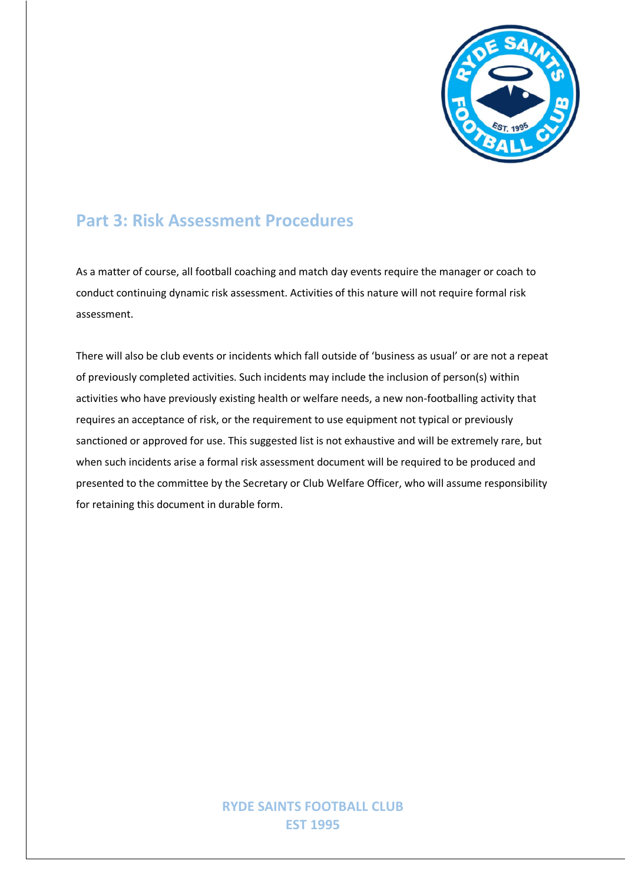## Part 3: Risk Assessment Procedures

As a matter of course, all football coaching and match day events require the manager or coach to conduct continuing dynamic risk assessment. Activities of this nature will not require formal risk assessment.

There will also be club events or incidents which fall outside of 'business as usual' or are not a repeat of previously completed activities. Such incidents may include the inclusion of person(s) within activities who have previously existing health or welfare needs, a new non-footballing activity that requires an acceptance of risk, or the requirement to use equipment not typical or previously sanctioned or approved for use. This suggested list is not exhaustive and will be extremely rare, but when such incidents arise a formal risk assessment document will be required to be produced and presented to the committee by the Secretary or Club Welfare Officer, who will assume responsibility for retaining this document in durable form.